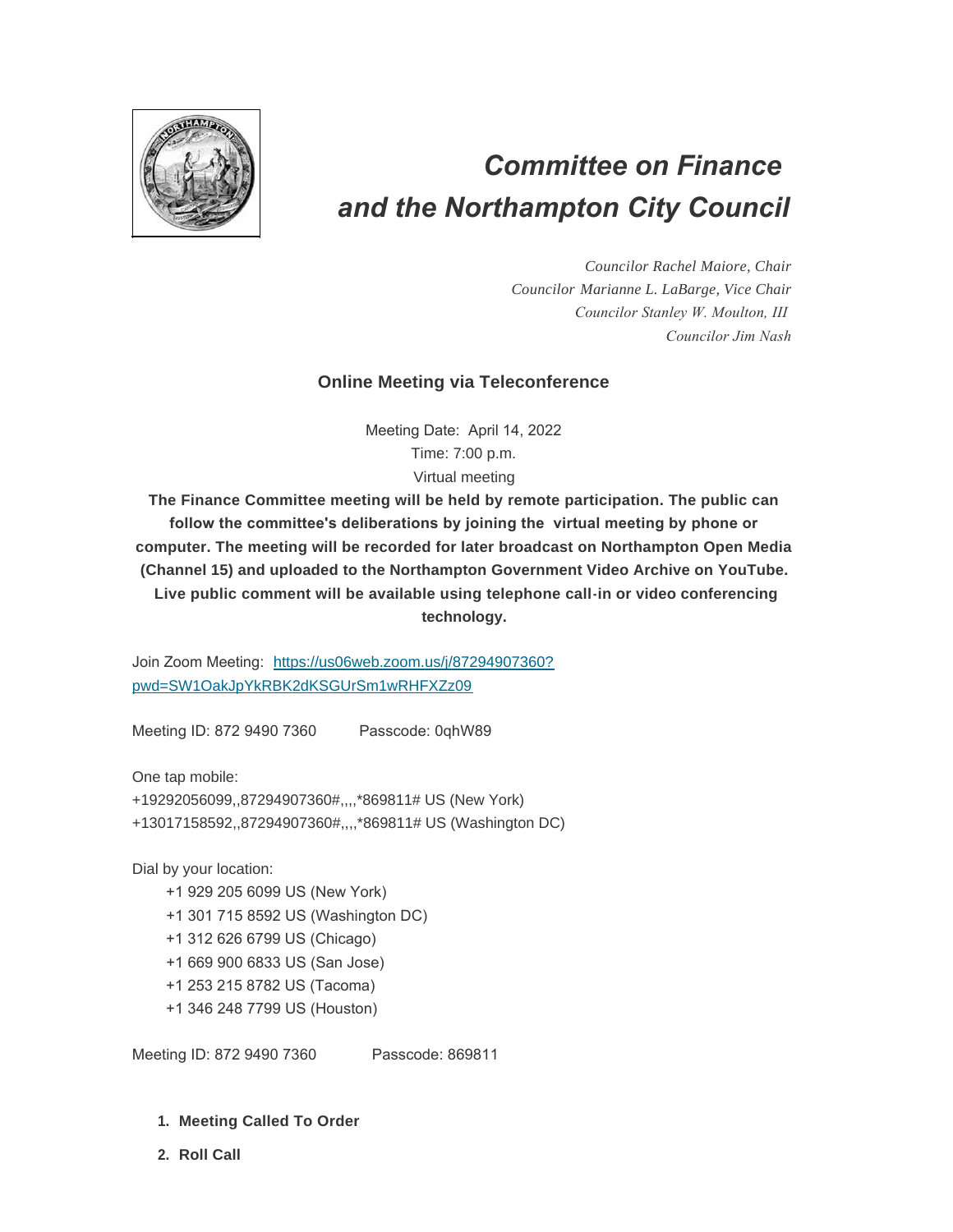# *Committee on Finance and the Northampton City Council*

*Councilor Rachel Maiore, Chair*
*Councilor Marianne L. LaBarge, Vice Chair*
*Councilor Stanley W. Moulton, III*
*Councilor Jim Nash*

### Online Meeting via Teleconference

Meeting Date: April 14, 2022
Time: 7:00 p.m.
Virtual meeting

**The Finance Committee meeting will be held by remote participation. The public can follow the committee's deliberations by joining the virtual meeting by phone or computer. The meeting will be recorded for later broadcast on Northampton Open Media (Channel 15) and uploaded to the Northampton Government Video Archive on YouTube. Live public comment will be available using telephone call-in or video conferencing technology.**

Join Zoom Meeting: [https://us06web.zoom.us/j/87294907360?pwd=SW1OakJpYkRBK2dKSGUrSm1wRHFXZz09](https://us06web.zoom.us/j/87294907360?pwd=SW1OakJpYkRBK2dKSGUrSm1wRHFXZz09)

Meeting ID: 872 9490 7360     Passcode: 0qhW89

One tap mobile:
+19292056099,,87294907360#,,,,*869811# US (New York)
+13017158592,,87294907360#,,,,*869811# US (Washington DC)

Dial by your location:

- +1 929 205 6099 US (New York)
- +1 301 715 8592 US (Washington DC)
- +1 312 626 6799 US (Chicago)
- +1 669 900 6833 US (San Jose)
- +1 253 215 8782 US (Tacoma)
- +1 346 248 7799 US (Houston)

Meeting ID: 872 9490 7360     Passcode: 869811

1. **Meeting Called To Order**
2. **Roll Call**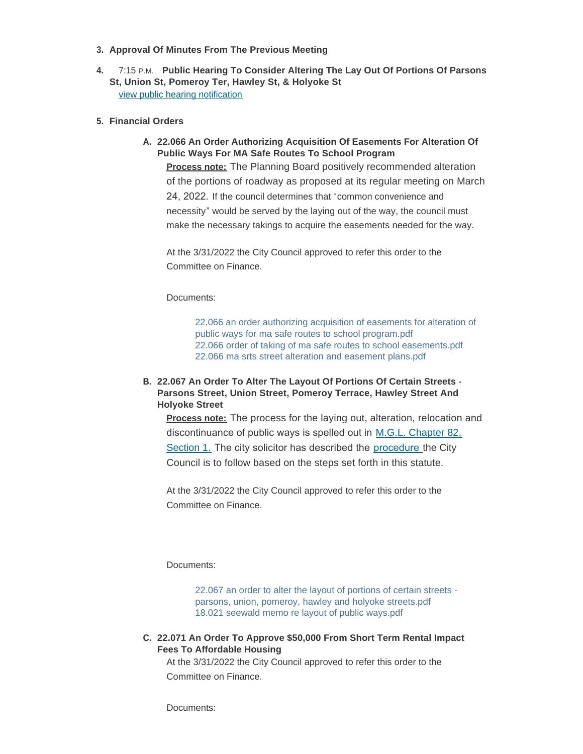3. **Approval Of Minutes From The Previous Meeting**

4. 7:15 P.M. **Public Hearing To Consider Altering The Lay Out Of Portions Of Parsons St, Union St, Pomeroy Ter, Hawley St, & Holyoke St**
   view public hearing notification

5. **Financial Orders**

   A. **22.066 An Order Authorizing Acquisition Of Easements For Alteration Of Public Ways For MA Safe Routes To School Program**

      **Process note:** The Planning Board positively recommended alteration of the portions of roadway as proposed at its regular meeting on March 24, 2022. If the council determines that "common convenience and necessity" would be served by the laying out of the way, the council must make the necessary takings to acquire the easements needed for the way.

      At the 3/31/2022 the City Council approved to refer this order to the Committee on Finance.

      Documents:

      22.066 an order authorizing acquisition of easements for alteration of public ways for ma safe routes to school program.pdf
      22.066 order of taking of ma safe routes to school easements.pdf
      22.066 ma srts street alteration and easement plans.pdf

   B. **22.067 An Order To Alter The Layout Of Portions Of Certain Streets - Parsons Street, Union Street, Pomeroy Terrace, Hawley Street And Holyoke Street**

      **Process note:** The process for the laying out, alteration, relocation and discontinuance of public ways is spelled out in M.G.L. Chapter 82, Section 1. The city solicitor has described the procedure the City Council is to follow based on the steps set forth in this statute.

      At the 3/31/2022 the City Council approved to refer this order to the Committee on Finance.

      Documents:

      22.067 an order to alter the layout of portions of certain streets - parsons, union, pomeroy, hawley and holyoke streets.pdf
      18.021 seewald memo re layout of public ways.pdf

   C. **22.071 An Order To Approve $50,000 From Short Term Rental Impact Fees To Affordable Housing**

      At the 3/31/2022 the City Council approved to refer this order to the Committee on Finance.

      Documents: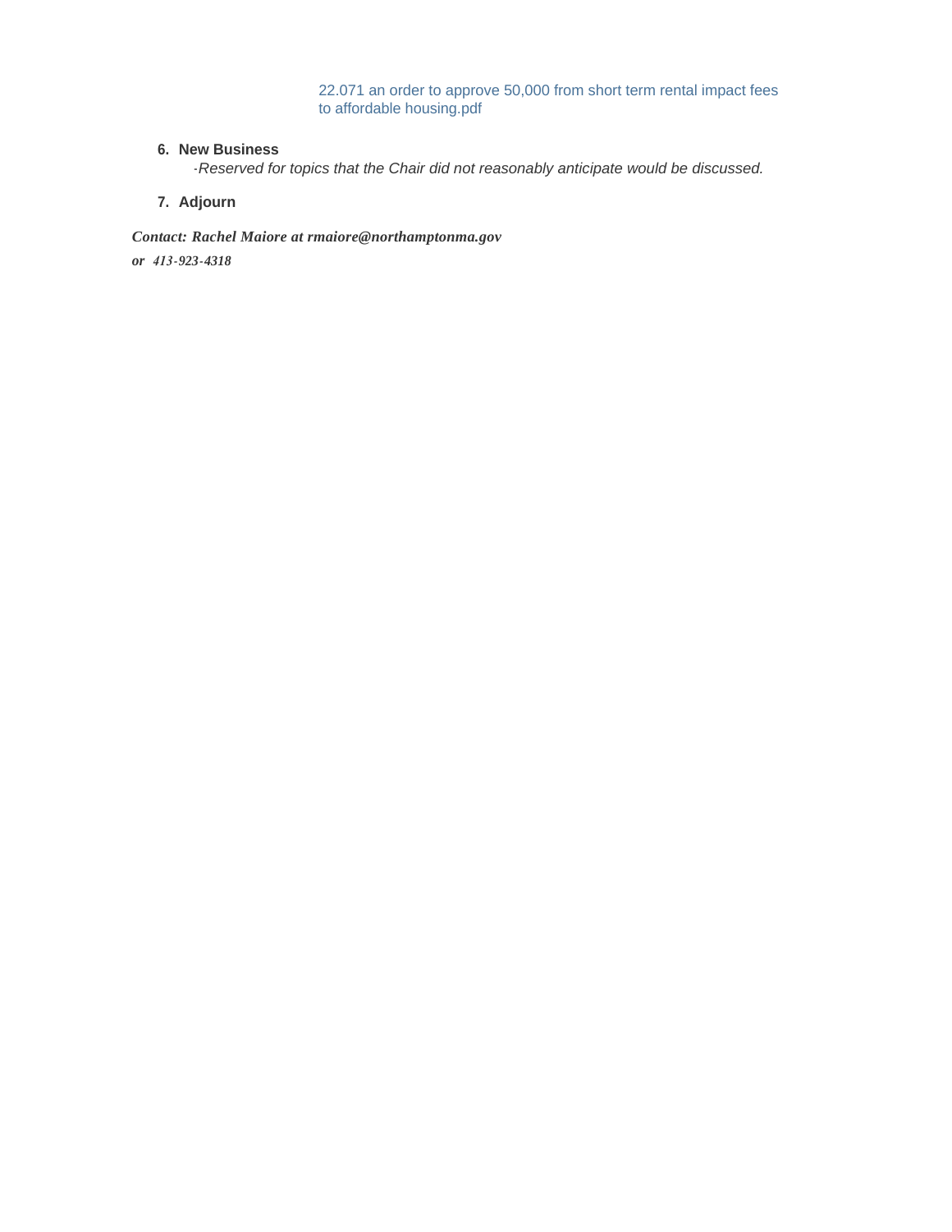22.071 an order to approve 50,000 from short term rental impact fees to affordable housing.pdf

6. **New Business**

   -*Reserved for topics that the Chair did not reasonably anticipate would be discussed.*

7. **Adjourn**

***Contact: Rachel Maiore at rmaiore@northamptonma.gov***

***or 413-923-4318***